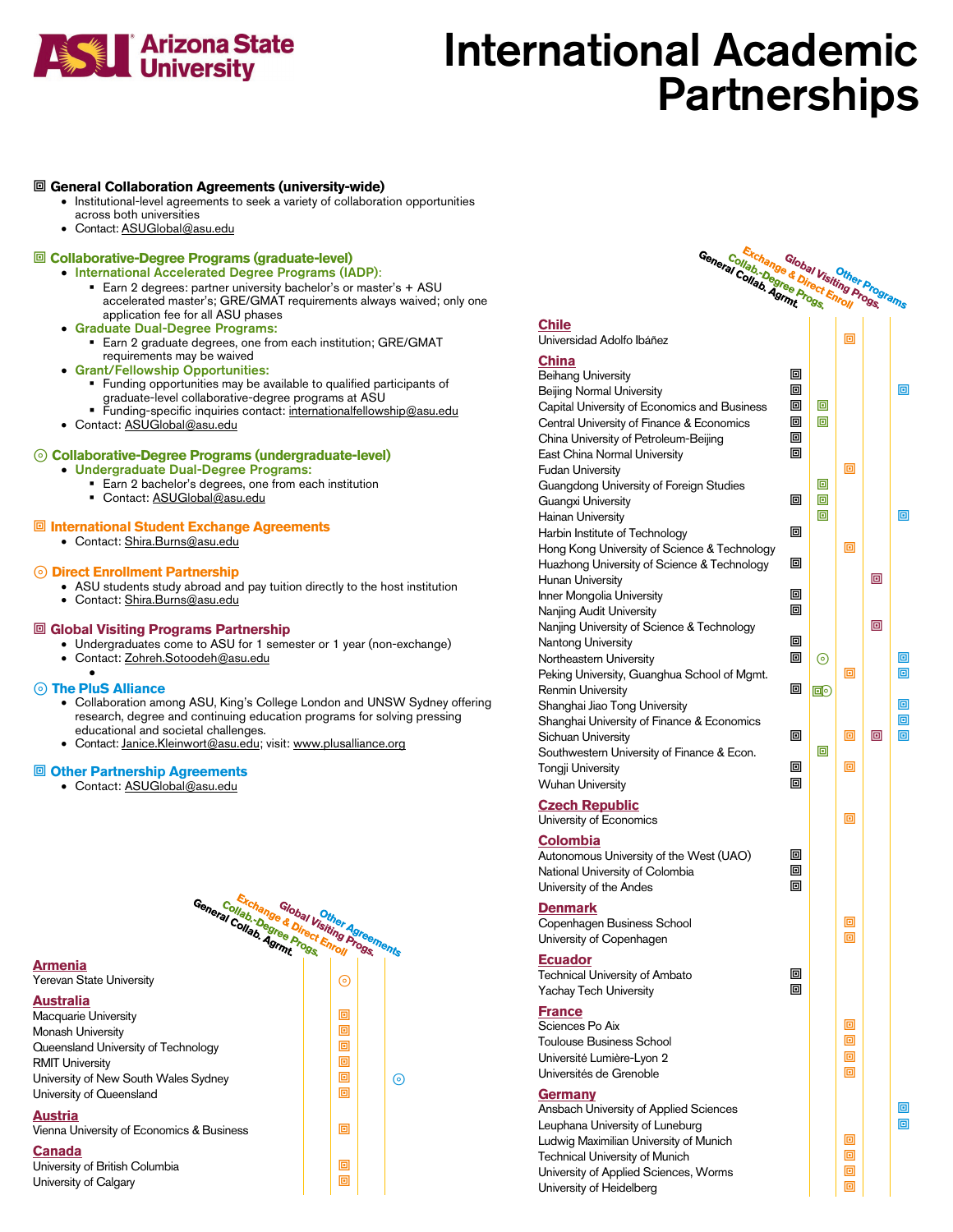# Arizona State University

# International Academic Partnerships

## ▣ General Collaboration Agreements (university-wide)

- Institutional-level agreements to seek a variety of collaboration opportunities across both universities
- Contact: ASUGlobal@asu.edu

## ▣ Collaborative-Degree Programs (graduate-level)

- **International Accelerated Degree Programs (IADP):**
  - Earn 2 degrees: partner university bachelor's or master's + ASU accelerated master's; GRE/GMAT requirements always waived; only one application fee for all ASU phases
- **Graduate Dual-Degree Programs:**
  - Earn 2 graduate degrees, one from each institution; GRE/GMAT requirements may be waived
- **Grant/Fellowship Opportunities:**
  - Funding opportunities may be available to qualified participants of graduate-level collaborative-degree programs at ASU
  - Funding-specific inquiries contact: internationalfellowship@asu.edu
- Contact: ASUGlobal@asu.edu

## ⊙ Collaborative-Degree Programs (undergraduate-level)

- **Undergraduate Dual-Degree Programs:**
  - Earn 2 bachelor's degrees, one from each institution
  - Contact: ASUGlobal@asu.edu

## ▣ International Student Exchange Agreements

- Contact: Shira.Burns@asu.edu

## ⊙ Direct Enrollment Partnership

- ASU students study abroad and pay tuition directly to the host institution
- Contact: Shira.Burns@asu.edu

## ▣ Global Visiting Programs Partnership

- Undergraduates come to ASU for 1 semester or 1 year (non-exchange)
- Contact: Zohreh.Sotoodeh@asu.edu

## ⊙ The PluS Alliance

- Collaboration among ASU, King's College London and UNSW Sydney offering research, degree and continuing education programs for solving pressing educational and societal challenges.
- Contact: Janice.Kleinwort@asu.edu; visit: www.plusalliance.org

## ▣ Other Partnership Agreements

- Contact: ASUGlobal@asu.edu

| | General Collab. Agrmt. | Collab.-Degree Progs. | Exchange & Direct Enroll | Global Visiting Progs. | Other Agreements |
|---|---|---|---|---|---|
| **Armenia** | | | | | |
| Yerevan State University | | | ⊙ | | |
| **Australia** | | | | | |
| Macquarie University | | | ▣ | | |
| Monash University | | | ▣ | | |
| Queensland University of Technology | | | ▣ | | |
| RMIT University | | | ▣ | | |
| University of New South Wales Sydney | | | ▣ | | ⊙ |
| University of Queensland | | | ▣ | | |
| **Austria** | | | | | |
| Vienna University of Economics & Business | | | ▣ | | |
| **Canada** | | | | | |
| University of British Columbia | | | ▣ | | |
| University of Calgary | | | ▣ | | |

| | General Collab. Agrmt. | Collab.-Degree Progs. | Exchange & Direct Enroll | Global Visiting Progs. | Other Programs |
|---|---|---|---|---|---|
| **Chile** | | | | | |
| Universidad Adolfo Ibáñez | | | ▣ | | |
| **China** | | | | | |
| Beihang University | ▣ | | | | |
| Beijing Normal University | ▣ | | | | ▣ |
| Capital University of Economics and Business | ▣ | ▣ | | | |
| Central University of Finance & Economics | ▣ | ▣ | | | |
| China University of Petroleum-Beijing | ▣ | | | | |
| East China Normal University | ▣ | | | | |
| Fudan University | | | ▣ | | |
| Guangdong University of Foreign Studies | | ▣ | | | |
| Guangxi University | ▣ | ▣ | | | |
| Hainan University | | ▣ | | | ▣ |
| Harbin Institute of Technology | ▣ | | | | |
| Hong Kong University of Science & Technology | | | ▣ | | |
| Huazhong University of Science & Technology | ▣ | | | | |
| Hunan University | | | | ▣ | |
| Inner Mongolia University | ▣ | | | | |
| Nanjing Audit University | ▣ | | | | |
| Nanjing University of Science & Technology | | | | ▣ | |
| Nantong University | ▣ | | | | |
| Northeastern University | ▣ | ⊙ | | | ▣ |
| Peking University, Guanghua School of Mgmt. | | | ▣ | | ▣ |
| Renmin University | ▣ | ▣⊙ | | | |
| Shanghai Jiao Tong University | | | | | ▣ |
| Shanghai University of Finance & Economics | | | | | ▣ |
| Sichuan University | ▣ | | ▣ | ▣ | ▣ |
| Southwestern University of Finance & Econ. | | ▣ | | | |
| Tongji University | ▣ | | ▣ | | |
| Wuhan University | ▣ | | | | |
| **Czech Republic** | | | | | |
| University of Economics | | | ▣ | | |
| **Colombia** | | | | | |
| Autonomous University of the West (UAO) | ▣ | | | | |
| National University of Colombia | ▣ | | | | |
| University of the Andes | ▣ | | | | |
| **Denmark** | | | | | |
| Copenhagen Business School | | | ▣ | | |
| University of Copenhagen | | | ▣ | | |
| **Ecuador** | | | | | |
| Technical University of Ambato | ▣ | | | | |
| Yachay Tech University | ▣ | | | | |
| **France** | | | | | |
| Sciences Po Aix | | | ▣ | | |
| Toulouse Business School | | | ▣ | | |
| Université Lumière-Lyon 2 | | | ▣ | | |
| Universités de Grenoble | | | ▣ | | |
| **Germany** | | | | | |
| Ansbach University of Applied Sciences | | | | | ▣ |
| Leuphana University of Luneburg | | | | | ▣ |
| Ludwig Maximilian University of Munich | | | ▣ | | |
| Technical University of Munich | | | ▣ | | |
| University of Applied Sciences, Worms | | | ▣ | | |
| University of Heidelberg | | | ▣ | | |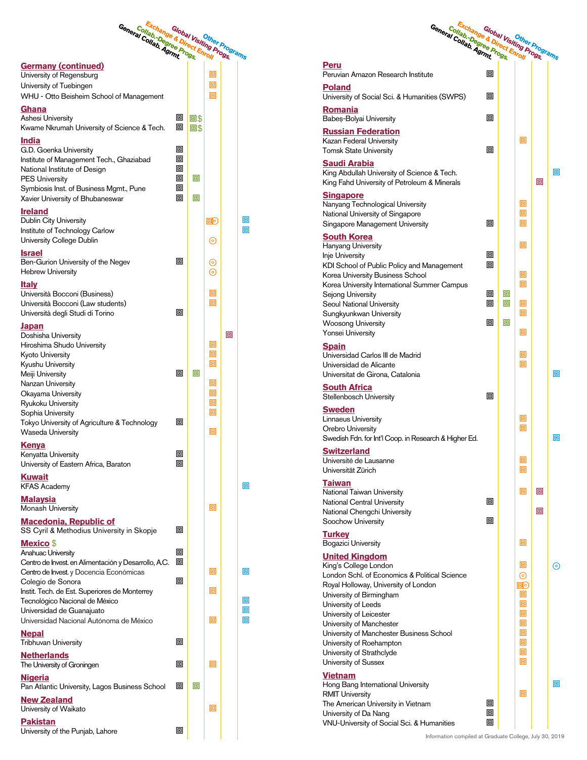| | General Collab. Agrmt. | Collab.-Degree Progs. | Exchange & Direct Enroll | Global Visiting Progs. | Other Programs |
|---|---|---|---|---|---|
| **Germany (continued)** | | | | | |
| University of Regensburg | | | ▣ | | |
| University of Tuebingen | | | ▣ | | |
| WHU - Otto Beisheim School of Management | | | ▣ | | |
| **Ghana** | | | | | |
| Ashesi University | ▣ | ▣$ | | | |
| Kwame Nkrumah University of Science & Tech. | ▣ | ▣$ | | | |
| **India** | | | | | |
| G.D. Goenka University | ▣ | | | | |
| Institute of Management Tech., Ghaziabad | ▣ | | | | |
| National Institute of Design | ▣ | | | | |
| PES University | ▣ | ▣ | | | |
| Symbiosis Inst. of Business Mgmt., Pune | ▣ | | | | |
| Xavier University of Bhubaneswar | ▣ | ▣ | | | |
| **Ireland** | | | | | |
| Dublin City University | | | ▣◎ | | ▣ |
| Institute of Technology Carlow | | | | | ▣ |
| University College Dublin | | | ◎ | | |
| **Israel** | | | | | |
| Ben-Gurion University of the Negev | ▣ | | ◎ | | |
| Hebrew University | | | ◎ | | |
| **Italy** | | | | | |
| Università Bocconi (Business) | | | ▣ | | |
| Università Bocconi (Law students) | | | ▣ | | |
| Università degli Studi di Torino | ▣ | | | | |
| **Japan** | | | | | |
| Doshisha University | | | | ▣ | |
| Hiroshima Shudo University | | | ▣ | | |
| Kyoto University | | | ▣ | | |
| Kyushu University | | | ▣ | | |
| Meiji University | ▣ | ▣ | | | |
| Nanzan University | | | ▣ | | |
| Okayama University | | | ▣ | | |
| Ryukoku University | | | ▣ | | |
| Sophia University | | | ▣ | | |
| Tokyo University of Agriculture & Technology | ▣ | | | | |
| Waseda University | | | ▣ | | |
| **Kenya** | | | | | |
| Kenyatta University | ▣ | | | | |
| University of Eastern Africa, Baraton | ▣ | | | | |
| **Kuwait** | | | | | |
| KFAS Academy | | | | | ▣ |
| **Malaysia** | | | | | |
| Monash University | | | ▣ | | |
| **Macedonia, Republic of** | | | | | |
| SS Cyril & Methodius University in Skopje | ▣ | | | | |
| **Mexico** $ | | | | | |
| Anahuac University | ▣ | | | | |
| Centro de Invest. en Alimentación y Desarrollo, A.C. | ▣ | | | | |
| Centro de Invest. y Docencia Económicas | | | ▣ | | ▣ |
| Colegio de Sonora | ▣ | | | | |
| Instit. Tech. de Est. Superiores de Monterrey | | | ▣ | | |
| Tecnológico Nacional de México | | | | | ▣ |
| Universidad de Guanajuato | | | | | ▣ |
| Universidad Nacional Autónoma de México | | | ▣ | | ▣ |
| **Nepal** | | | | | |
| Tribhuvan University | ▣ | | | | |
| **Netherlands** | | | | | |
| The University of Groningen | ▣ | | ▣ | | |
| **Nigeria** | | | | | |
| Pan Atlantic University, Lagos Business School | ▣ | ▣ | | | |
| **New Zealand** | | | | | |
| University of Waikato | | | ▣ | | |
| **Pakistan** | | | | | |
| University of the Punjab, Lahore | ▣ | | | | |
| **Peru** | | | | | |
| Peruvian Amazon Research Institute | ▣ | | | | |
| **Poland** | | | | | |
| University of Social Sci. & Humanities (SWPS) | ▣ | | | | |
| **Romania** | | | | | |
| Babeș-Bolyai University | ▣ | | | | |
| **Russian Federation** | | | | | |
| Kazan Federal University | | | ▣ | | |
| Tomsk State University | ▣ | | | | |
| **Saudi Arabia** | | | | | |
| King Abdullah University of Science & Tech. | | | | | ▣ |
| King Fahd University of Petroleum & Minerals | | | | ▣ | |
| **Singapore** | | | | | |
| Nanyang Technological University | | | ▣ | | |
| National University of Singapore | | | ▣ | | |
| Singapore Management University | ▣ | | ▣ | | |
| **South Korea** | | | | | |
| Hanyang University | | | ▣ | | |
| Inje University | ▣ | | | | |
| KDI School of Public Policy and Management | ▣ | | | | |
| Korea University Business School | | | ▣ | | |
| Korea University International Summer Campus | | | ▣ | | |
| Sejong University | ▣ | ▣ | | | |
| Seoul National University | ▣ | ▣ | ▣ | | |
| Sungkyunkwan University | | | ▣ | | |
| Woosong University | ▣ | ▣ | | | |
| Yonsei University | | | ▣ | | |
| **Spain** | | | | | |
| Universidad Carlos III de Madrid | | | ▣ | | |
| Universidad de Alicante | | | ▣ | | |
| Universitat de Girona, Catalonia | | | | | ▣ |
| **South Africa** | | | | | |
| Stellenbosch University | ▣ | | | | |
| **Sweden** | | | | | |
| Linnaeus University | | | ▣ | | |
| Orebro University | | | ▣ | | |
| Swedish Fdn. for Int'l Coop. in Research & Higher Ed. | | | | | ▣ |
| **Switzerland** | | | | | |
| Université de Lausanne | | | ▣ | | |
| Universität Zürich | | | ▣ | | |
| **Taiwan** | | | | | |
| National Taiwan University | | | ▣ | ▣ | |
| National Central University | ▣ | | | | |
| National Chengchi University | | | | ▣ | |
| Soochow University | ▣ | | | | |
| **Turkey** | | | | | |
| Bogazici University | | | ▣ | | |
| **United Kingdom** | | | | | |
| King's College London | | | ▣ | | ◎ |
| London Schl. of Economics & Political Science | | | ◎ | | |
| Royal Holloway, University of London | | | ▣◎ | | |
| University of Birmingham | | | ▣ | | |
| University of Leeds | | | ▣ | | |
| University of Leicester | | | ▣ | | |
| University of Manchester | | | ▣ | | |
| University of Manchester Business School | | | ▣ | | |
| University of Roehampton | | | ▣ | | |
| University of Strathclyde | | | ▣ | | |
| University of Sussex | | | ▣ | | |
| **Vietnam** | | | | | |
| Hong Bang International University | | | | | ▣ |
| RMIT University | | | ▣ | | |
| The American University in Vietnam | ▣ | | | | |
| University of Da Nang | ▣ | | | | |
| VNU-University of Social Sci. & Humanities | ▣ | | | | |

Information compiled at Graduate College, July 30, 2019